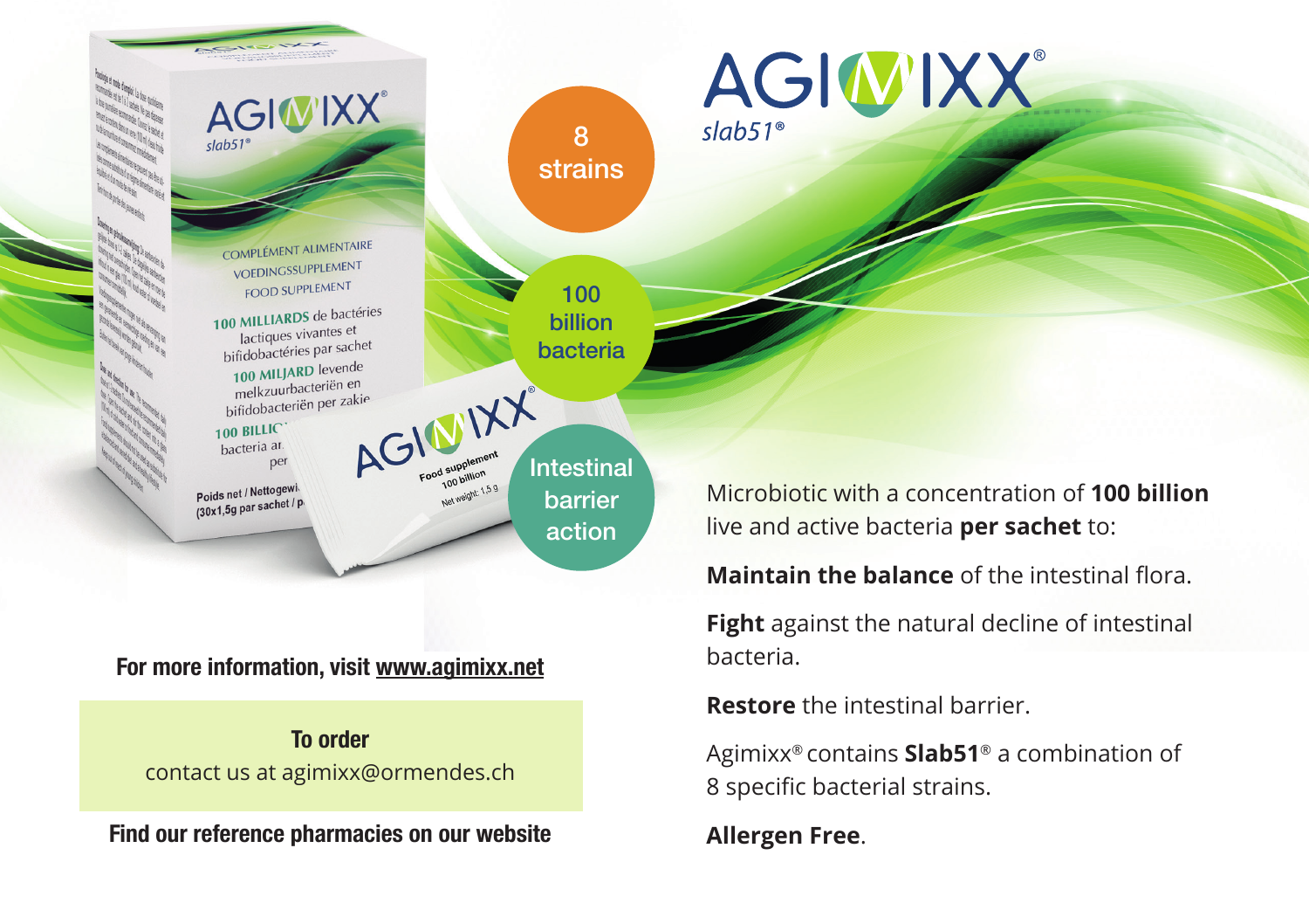# AGIMIXX®

*slab51®*

**8 strains**

**100 billion bacteria**

**Intestinal barrier action**

Microbiotic with a concentration of **100 billion** live and active bacteria **per sachet** to:

**Maintain the balance** of the intestinal flora.

**Fight** against the natural decline of intestinal bacteria.

**Restore** the intestinal barrier.

Agimixx® contains **Slab51**® a combination of 8 specific bacterial strains.

**Allergen Free**.

**For more information, visit www.agimixx.net**

**To order**
contact us at agimixx@ormendes.ch

**Find our reference pharmacies on our website**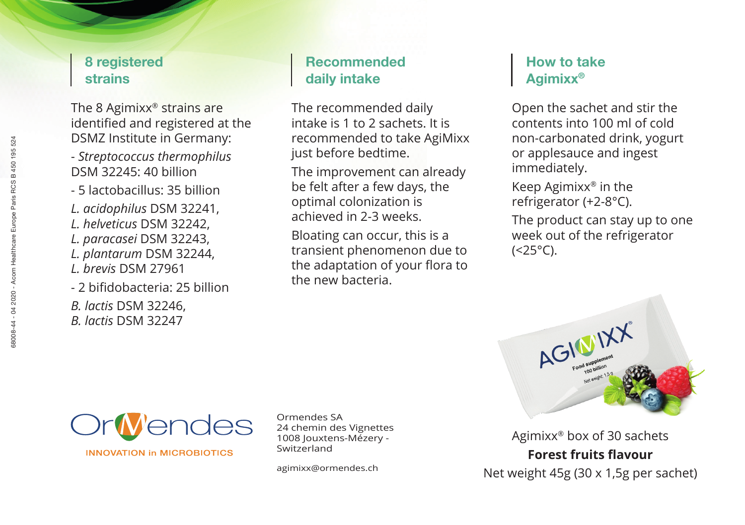## 8 registered strains

The 8 Agimixx® strains are identified and registered at the DSMZ Institute in Germany:

- *Streptococcus thermophilus* DSM 32245: 40 billion

- 5 lactobacillus: 35 billion

*L. acidophilus* DSM 32241,
*L. helveticus* DSM 32242,
*L. paracasei* DSM 32243,
*L. plantarum* DSM 32244,
*L. brevis* DSM 27961

- 2 bifidobacteria: 25 billion

*B. lactis* DSM 32246,
*B. lactis* DSM 32247

## Recommended daily intake

The recommended daily intake is 1 to 2 sachets. It is recommended to take AgiMixx just before bedtime.

The improvement can already be felt after a few days, the optimal colonization is achieved in 2-3 weeks.

Bloating can occur, this is a transient phenomenon due to the adaptation of your flora to the new bacteria.

## How to take Agimixx®

Open the sachet and stir the contents into 100 ml of cold non-carbonated drink, yogurt or applesauce and ingest immediately.

Keep Agimixx® in the refrigerator (+2-8°C).

The product can stay up to one week out of the refrigerator (<25°C).

AGIMIXX®
Food supplement
100 billion
Net weight: 1.5 g

Agimixx® box of 30 sachets
**Forest fruits flavour**
Net weight 45g (30 x 1,5g per sachet)

OrMendes
INNOVATION in MICROBIOTICS

Ormendes SA
24 chemin des Vignettes
1008 Jouxtens-Mézery - Switzerland

agimixx@ormendes.ch

68008-44 - 04 2020 - Acorn Healthcare Europe Paris RCS B 450 195 524